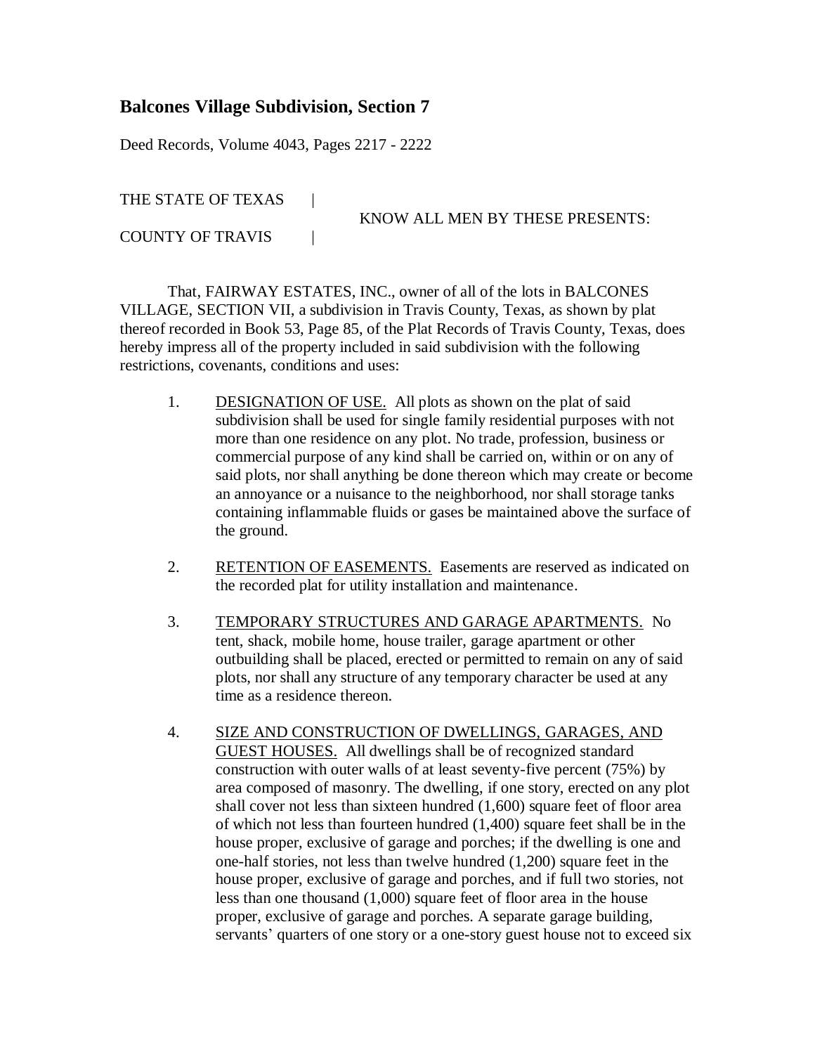## Balcones Village Subdivision, Section 7

Deed Records, Volume 4043, Pages 2217 - 2222

THE STATE OF TEXAS |
KNOW ALL MEN BY THESE PRESENTS:
COUNTY OF TRAVIS |

That, FAIRWAY ESTATES, INC., owner of all of the lots in BALCONES VILLAGE, SECTION VII, a subdivision in Travis County, Texas, as shown by plat thereof recorded in Book 53, Page 85, of the Plat Records of Travis County, Texas, does hereby impress all of the property included in said subdivision with the following restrictions, covenants, conditions and uses:

1. DESIGNATION OF USE. All plots as shown on the plat of said subdivision shall be used for single family residential purposes with not more than one residence on any plot. No trade, profession, business or commercial purpose of any kind shall be carried on, within or on any of said plots, nor shall anything be done thereon which may create or become an annoyance or a nuisance to the neighborhood, nor shall storage tanks containing inflammable fluids or gases be maintained above the surface of the ground.

2. RETENTION OF EASEMENTS. Easements are reserved as indicated on the recorded plat for utility installation and maintenance.

3. TEMPORARY STRUCTURES AND GARAGE APARTMENTS. No tent, shack, mobile home, house trailer, garage apartment or other outbuilding shall be placed, erected or permitted to remain on any of said plots, nor shall any structure of any temporary character be used at any time as a residence thereon.

4. SIZE AND CONSTRUCTION OF DWELLINGS, GARAGES, AND GUEST HOUSES. All dwellings shall be of recognized standard construction with outer walls of at least seventy-five percent (75%) by area composed of masonry. The dwelling, if one story, erected on any plot shall cover not less than sixteen hundred (1,600) square feet of floor area of which not less than fourteen hundred (1,400) square feet shall be in the house proper, exclusive of garage and porches; if the dwelling is one and one-half stories, not less than twelve hundred (1,200) square feet in the house proper, exclusive of garage and porches, and if full two stories, not less than one thousand (1,000) square feet of floor area in the house proper, exclusive of garage and porches. A separate garage building, servants' quarters of one story or a one-story guest house not to exceed six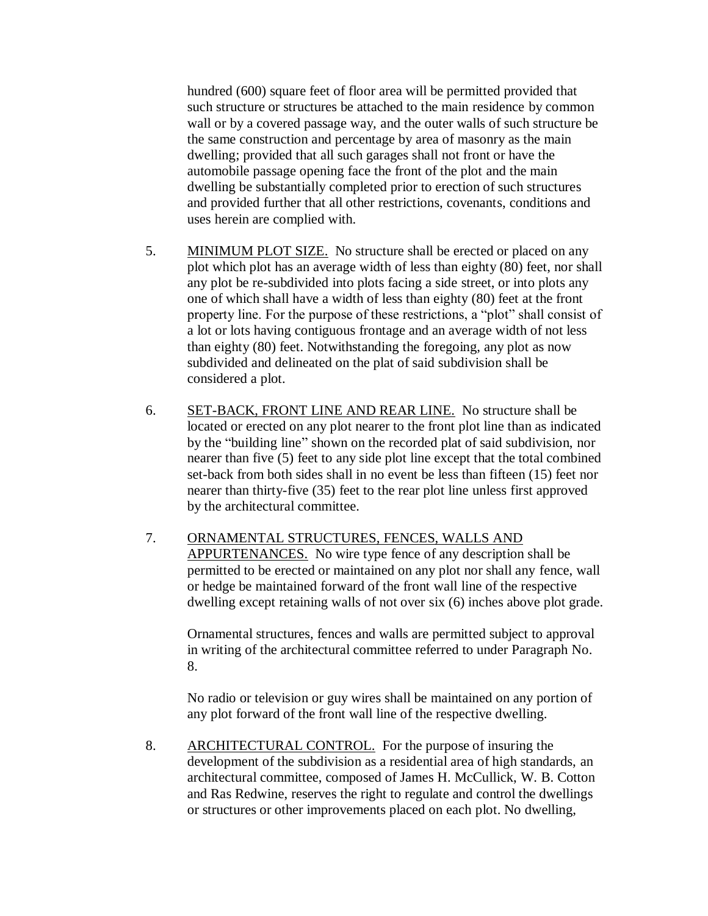hundred (600) square feet of floor area will be permitted provided that such structure or structures be attached to the main residence by common wall or by a covered passage way, and the outer walls of such structure be the same construction and percentage by area of masonry as the main dwelling; provided that all such garages shall not front or have the automobile passage opening face the front of the plot and the main dwelling be substantially completed prior to erection of such structures and provided further that all other restrictions, covenants, conditions and uses herein are complied with.

5. <u>MINIMUM PLOT SIZE.</u> No structure shall be erected or placed on any plot which plot has an average width of less than eighty (80) feet, nor shall any plot be re-subdivided into plots facing a side street, or into plots any one of which shall have a width of less than eighty (80) feet at the front property line. For the purpose of these restrictions, a "plot" shall consist of a lot or lots having contiguous frontage and an average width of not less than eighty (80) feet. Notwithstanding the foregoing, any plot as now subdivided and delineated on the plat of said subdivision shall be considered a plot.

6. <u>SET-BACK, FRONT LINE AND REAR LINE.</u> No structure shall be located or erected on any plot nearer to the front plot line than as indicated by the "building line" shown on the recorded plat of said subdivision, nor nearer than five (5) feet to any side plot line except that the total combined set-back from both sides shall in no event be less than fifteen (15) feet nor nearer than thirty-five (35) feet to the rear plot line unless first approved by the architectural committee.

7. <u>ORNAMENTAL STRUCTURES, FENCES, WALLS AND APPURTENANCES.</u> No wire type fence of any description shall be permitted to be erected or maintained on any plot nor shall any fence, wall or hedge be maintained forward of the front wall line of the respective dwelling except retaining walls of not over six (6) inches above plot grade.

   Ornamental structures, fences and walls are permitted subject to approval in writing of the architectural committee referred to under Paragraph No. 8.

   No radio or television or guy wires shall be maintained on any portion of any plot forward of the front wall line of the respective dwelling.

8. <u>ARCHITECTURAL CONTROL.</u> For the purpose of insuring the development of the subdivision as a residential area of high standards, an architectural committee, composed of James H. McCullick, W. B. Cotton and Ras Redwine, reserves the right to regulate and control the dwellings or structures or other improvements placed on each plot. No dwelling,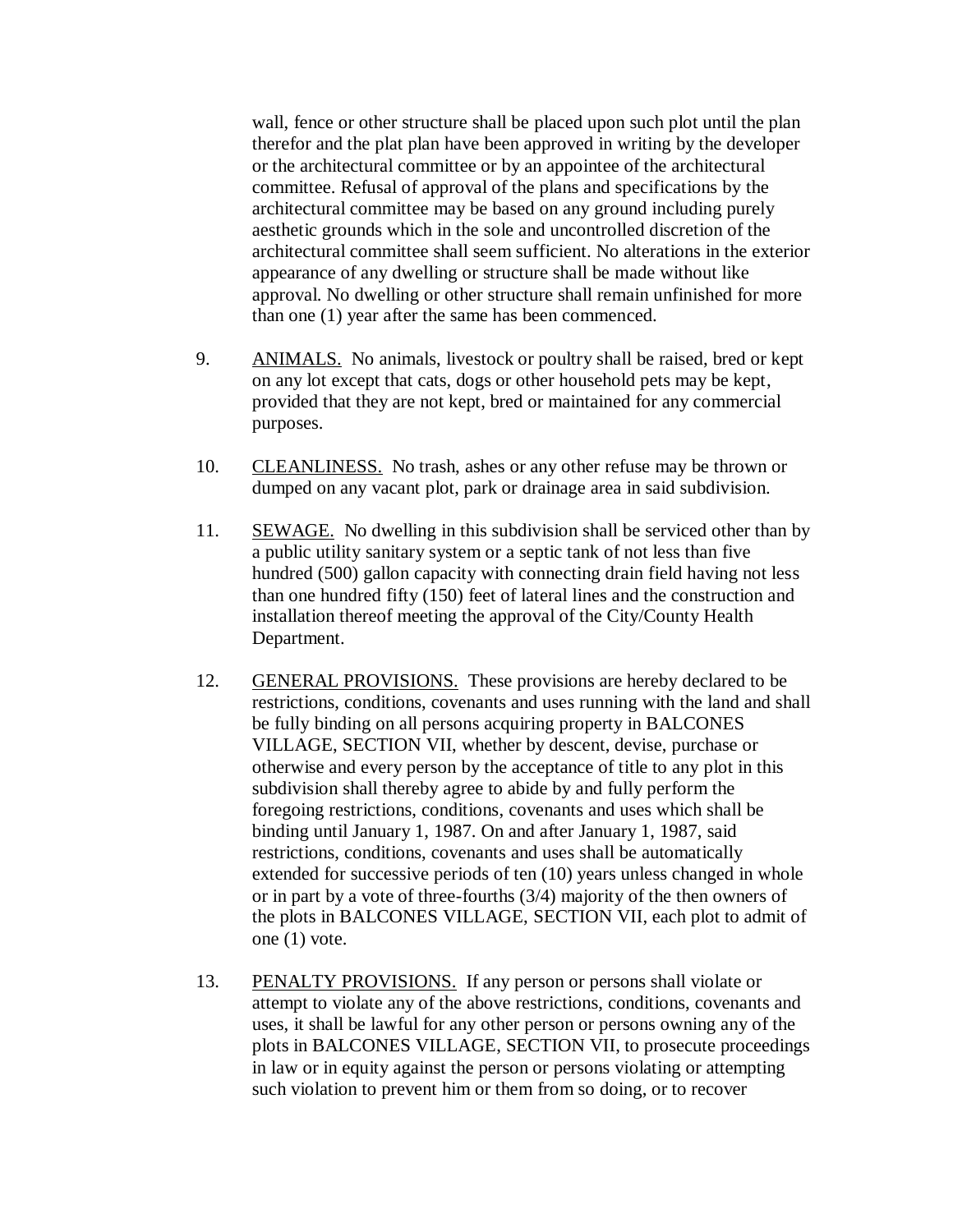wall, fence or other structure shall be placed upon such plot until the plan therefor and the plat plan have been approved in writing by the developer or the architectural committee or by an appointee of the architectural committee. Refusal of approval of the plans and specifications by the architectural committee may be based on any ground including purely aesthetic grounds which in the sole and uncontrolled discretion of the architectural committee shall seem sufficient. No alterations in the exterior appearance of any dwelling or structure shall be made without like approval. No dwelling or other structure shall remain unfinished for more than one (1) year after the same has been commenced.

9. <u>ANIMALS.</u> No animals, livestock or poultry shall be raised, bred or kept on any lot except that cats, dogs or other household pets may be kept, provided that they are not kept, bred or maintained for any commercial purposes.

10. <u>CLEANLINESS.</u> No trash, ashes or any other refuse may be thrown or dumped on any vacant plot, park or drainage area in said subdivision.

11. <u>SEWAGE.</u> No dwelling in this subdivision shall be serviced other than by a public utility sanitary system or a septic tank of not less than five hundred (500) gallon capacity with connecting drain field having not less than one hundred fifty (150) feet of lateral lines and the construction and installation thereof meeting the approval of the City/County Health Department.

12. <u>GENERAL PROVISIONS.</u> These provisions are hereby declared to be restrictions, conditions, covenants and uses running with the land and shall be fully binding on all persons acquiring property in BALCONES VILLAGE, SECTION VII, whether by descent, devise, purchase or otherwise and every person by the acceptance of title to any plot in this subdivision shall thereby agree to abide by and fully perform the foregoing restrictions, conditions, covenants and uses which shall be binding until January 1, 1987. On and after January 1, 1987, said restrictions, conditions, covenants and uses shall be automatically extended for successive periods of ten (10) years unless changed in whole or in part by a vote of three-fourths (3/4) majority of the then owners of the plots in BALCONES VILLAGE, SECTION VII, each plot to admit of one (1) vote.

13. <u>PENALTY PROVISIONS.</u> If any person or persons shall violate or attempt to violate any of the above restrictions, conditions, covenants and uses, it shall be lawful for any other person or persons owning any of the plots in BALCONES VILLAGE, SECTION VII, to prosecute proceedings in law or in equity against the person or persons violating or attempting such violation to prevent him or them from so doing, or to recover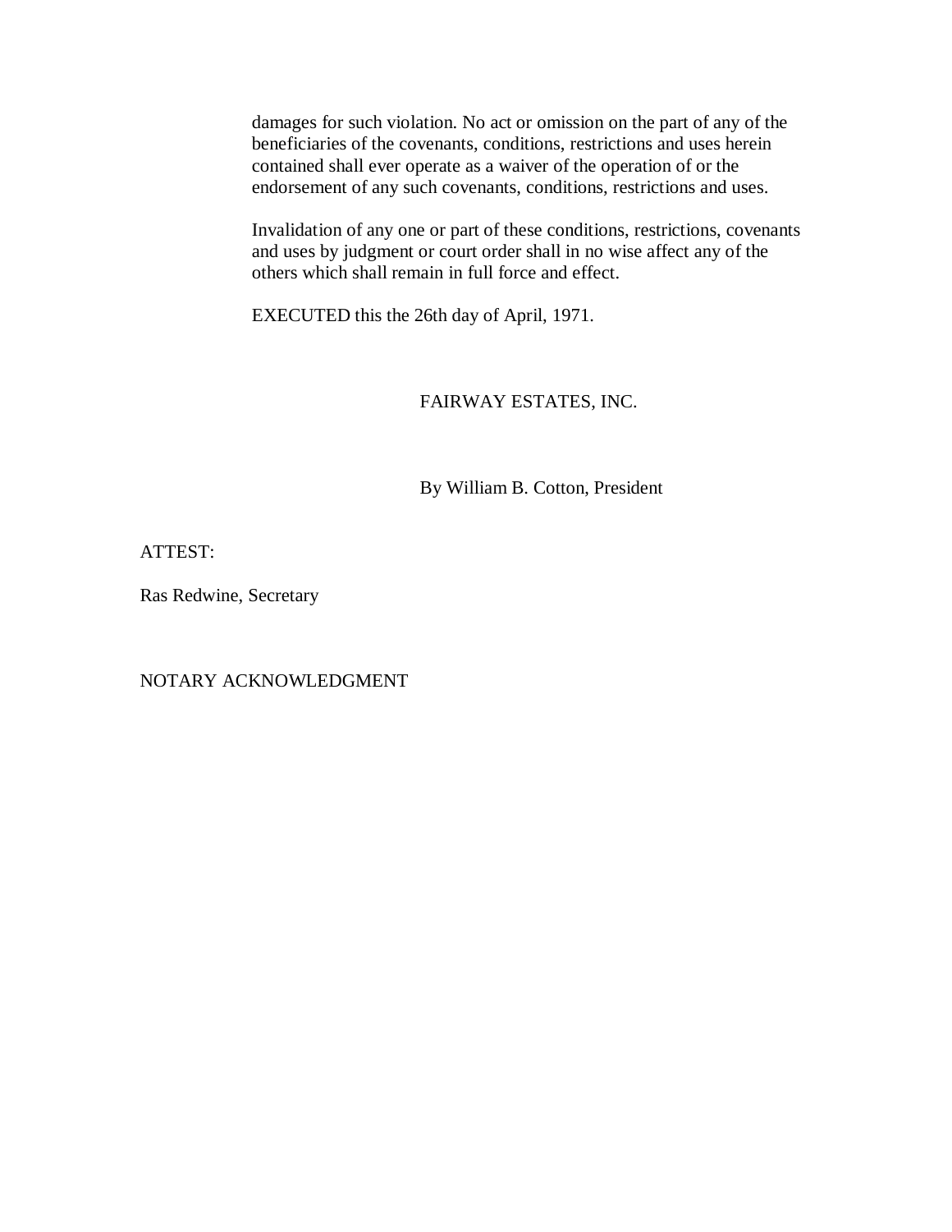damages for such violation. No act or omission on the part of any of the beneficiaries of the covenants, conditions, restrictions and uses herein contained shall ever operate as a waiver of the operation of or the endorsement of any such covenants, conditions, restrictions and uses.

Invalidation of any one or part of these conditions, restrictions, covenants and uses by judgment or court order shall in no wise affect any of the others which shall remain in full force and effect.

EXECUTED this the 26th day of April, 1971.

FAIRWAY ESTATES, INC.

By William B. Cotton, President

ATTEST:

Ras Redwine, Secretary

NOTARY ACKNOWLEDGMENT